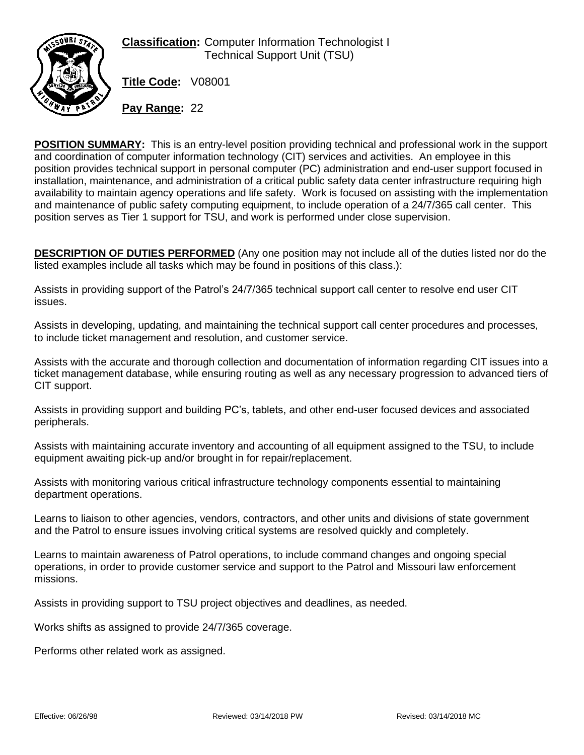**Classification:** Computer Information Technologist I
Technical Support Unit (TSU)

**Title Code:** V08001

**Pay Range:** 22

**POSITION SUMMARY:** This is an entry-level position providing technical and professional work in the support and coordination of computer information technology (CIT) services and activities. An employee in this position provides technical support in personal computer (PC) administration and end-user support focused in installation, maintenance, and administration of a critical public safety data center infrastructure requiring high availability to maintain agency operations and life safety. Work is focused on assisting with the implementation and maintenance of public safety computing equipment, to include operation of a 24/7/365 call center. This position serves as Tier 1 support for TSU, and work is performed under close supervision.

**DESCRIPTION OF DUTIES PERFORMED** (Any one position may not include all of the duties listed nor do the listed examples include all tasks which may be found in positions of this class.):

Assists in providing support of the Patrol's 24/7/365 technical support call center to resolve end user CIT issues.

Assists in developing, updating, and maintaining the technical support call center procedures and processes, to include ticket management and resolution, and customer service.

Assists with the accurate and thorough collection and documentation of information regarding CIT issues into a ticket management database, while ensuring routing as well as any necessary progression to advanced tiers of CIT support.

Assists in providing support and building PC's, tablets, and other end-user focused devices and associated peripherals.

Assists with maintaining accurate inventory and accounting of all equipment assigned to the TSU, to include equipment awaiting pick-up and/or brought in for repair/replacement.

Assists with monitoring various critical infrastructure technology components essential to maintaining department operations.

Learns to liaison to other agencies, vendors, contractors, and other units and divisions of state government and the Patrol to ensure issues involving critical systems are resolved quickly and completely.

Learns to maintain awareness of Patrol operations, to include command changes and ongoing special operations, in order to provide customer service and support to the Patrol and Missouri law enforcement missions.

Assists in providing support to TSU project objectives and deadlines, as needed.

Works shifts as assigned to provide 24/7/365 coverage.

Performs other related work as assigned.

Effective: 06/26/98 Reviewed: 03/14/2018 PW Revised: 03/14/2018 MC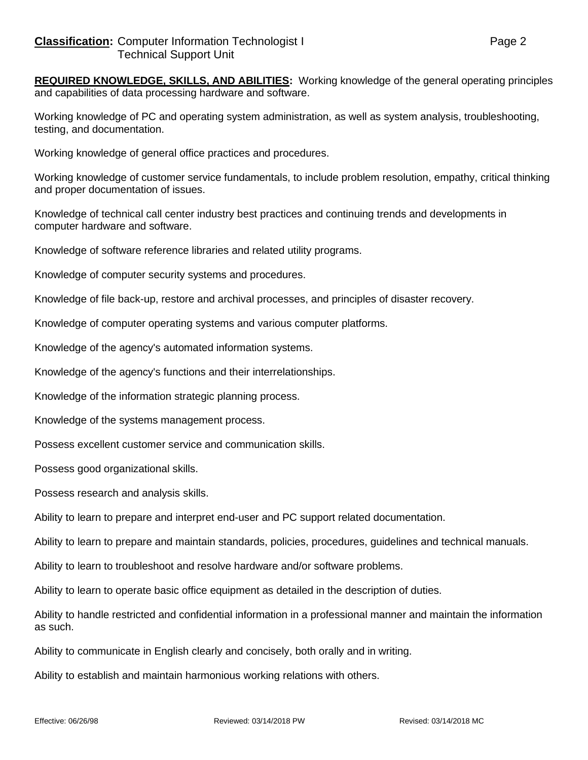**Classification:** Computer Information Technologist I
Technical Support Unit

**REQUIRED KNOWLEDGE, SKILLS, AND ABILITIES:** Working knowledge of the general operating principles and capabilities of data processing hardware and software.

Working knowledge of PC and operating system administration, as well as system analysis, troubleshooting, testing, and documentation.

Working knowledge of general office practices and procedures.

Working knowledge of customer service fundamentals, to include problem resolution, empathy, critical thinking and proper documentation of issues.

Knowledge of technical call center industry best practices and continuing trends and developments in computer hardware and software.

Knowledge of software reference libraries and related utility programs.

Knowledge of computer security systems and procedures.

Knowledge of file back-up, restore and archival processes, and principles of disaster recovery.

Knowledge of computer operating systems and various computer platforms.

Knowledge of the agency's automated information systems.

Knowledge of the agency's functions and their interrelationships.

Knowledge of the information strategic planning process.

Knowledge of the systems management process.

Possess excellent customer service and communication skills.

Possess good organizational skills.

Possess research and analysis skills.

Ability to learn to prepare and interpret end-user and PC support related documentation.

Ability to learn to prepare and maintain standards, policies, procedures, guidelines and technical manuals.

Ability to learn to troubleshoot and resolve hardware and/or software problems.

Ability to learn to operate basic office equipment as detailed in the description of duties.

Ability to handle restricted and confidential information in a professional manner and maintain the information as such.

Ability to communicate in English clearly and concisely, both orally and in writing.

Ability to establish and maintain harmonious working relations with others.

Effective: 06/26/98 Reviewed: 03/14/2018 PW Revised: 03/14/2018 MC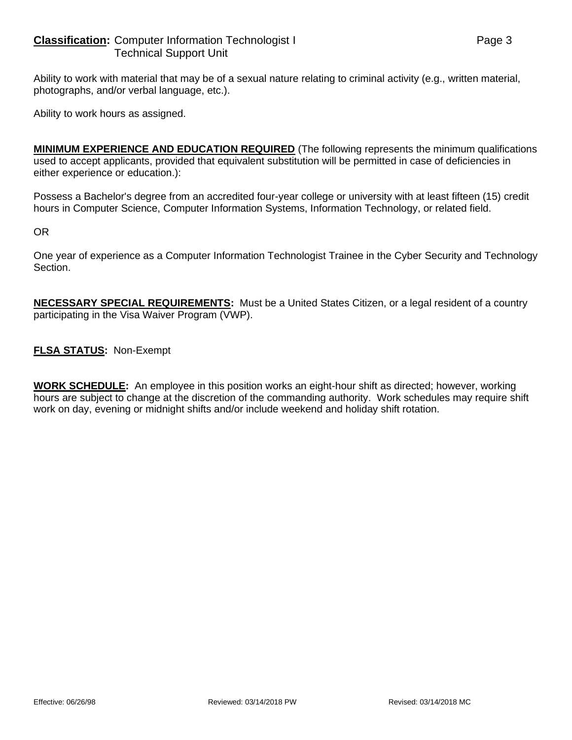Ability to work with material that may be of a sexual nature relating to criminal activity (e.g., written material, photographs, and/or verbal language, etc.).

Ability to work hours as assigned.

**MINIMUM EXPERIENCE AND EDUCATION REQUIRED** (The following represents the minimum qualifications used to accept applicants, provided that equivalent substitution will be permitted in case of deficiencies in either experience or education.):

Possess a Bachelor's degree from an accredited four-year college or university with at least fifteen (15) credit hours in Computer Science, Computer Information Systems, Information Technology, or related field.

OR

One year of experience as a Computer Information Technologist Trainee in the Cyber Security and Technology Section.

**NECESSARY SPECIAL REQUIREMENTS:** Must be a United States Citizen, or a legal resident of a country participating in the Visa Waiver Program (VWP).

**FLSA STATUS:** Non-Exempt

**WORK SCHEDULE:** An employee in this position works an eight-hour shift as directed; however, working hours are subject to change at the discretion of the commanding authority. Work schedules may require shift work on day, evening or midnight shifts and/or include weekend and holiday shift rotation.

Effective: 06/26/98 Reviewed: 03/14/2018 PW Revised: 03/14/2018 MC